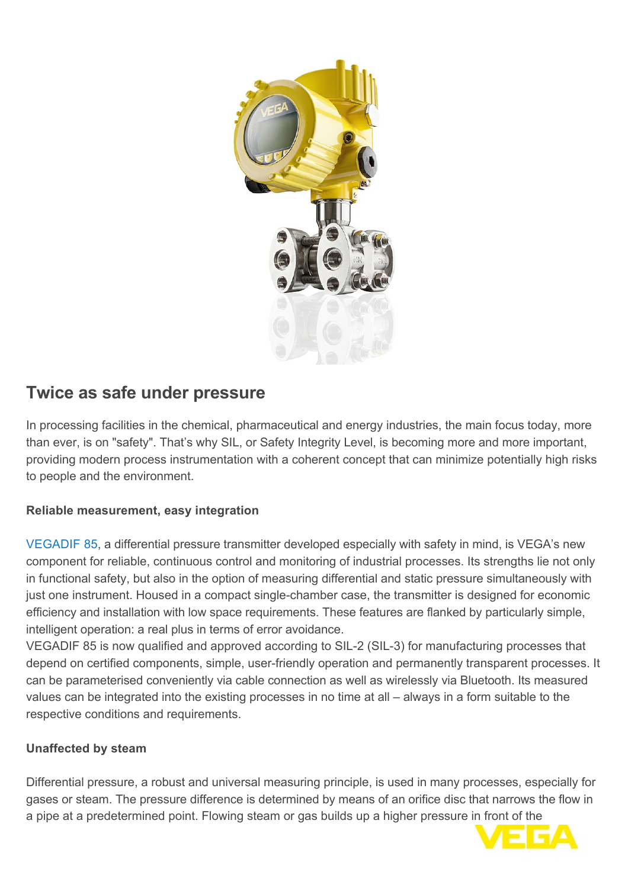## Twice as safe under pressure

In processing facilities in the chemical, pharmaceutical and energy industries, the main focus today, more than ever, is on "safety". That's why SIL, or Safety Integrity Level, is becoming more and more important, providing modern process instrumentation with a coherent concept that can minimize potentially high risks to people and the environment.

**Reliable measurement, easy integration**

VEGADIF 85, a differential pressure transmitter developed especially with safety in mind, is VEGA's new component for reliable, continuous control and monitoring of industrial processes. Its strengths lie not only in functional safety, but also in the option of measuring differential and static pressure simultaneously with just one instrument. Housed in a compact single-chamber case, the transmitter is designed for economic efficiency and installation with low space requirements. These features are flanked by particularly simple, intelligent operation: a real plus in terms of error avoidance.
VEGADIF 85 is now qualified and approved according to SIL-2 (SIL-3) for manufacturing processes that depend on certified components, simple, user-friendly operation and permanently transparent processes. It can be parameterised conveniently via cable connection as well as wirelessly via Bluetooth. Its measured values can be integrated into the existing processes in no time at all – always in a form suitable to the respective conditions and requirements.

**Unaffected by steam**

Differential pressure, a robust and universal measuring principle, is used in many processes, especially for gases or steam. The pressure difference is determined by means of an orifice disc that narrows the flow in a pipe at a predetermined point. Flowing steam or gas builds up a higher pressure in front of the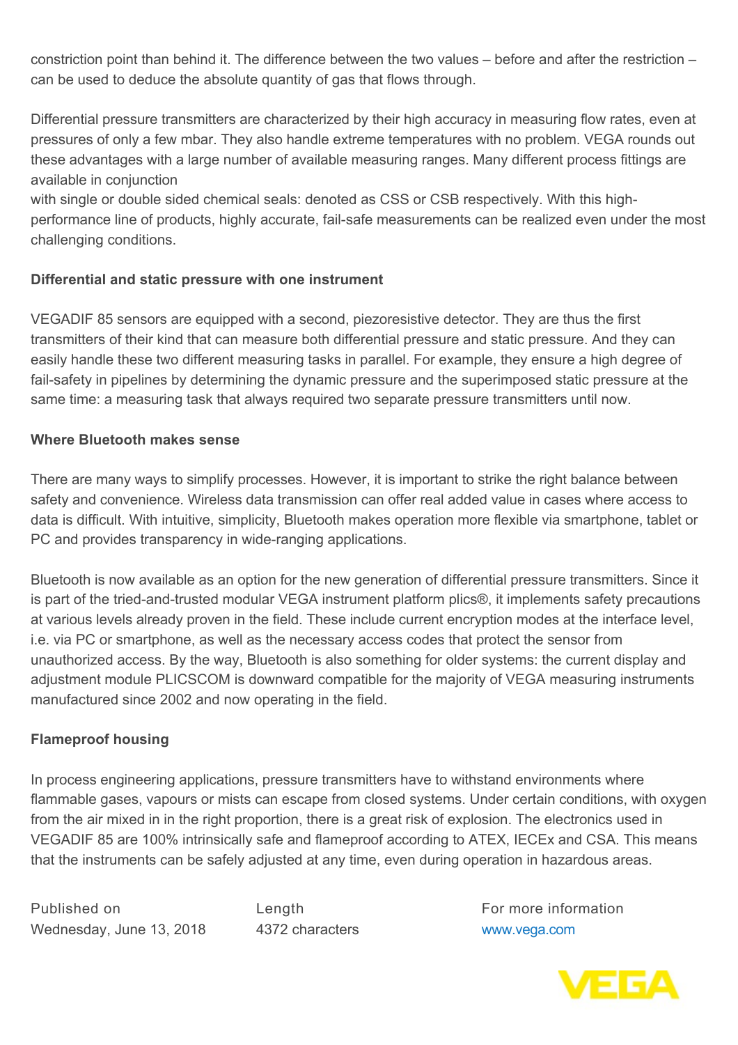constriction point than behind it. The difference between the two values – before and after the restriction – can be used to deduce the absolute quantity of gas that flows through.

Differential pressure transmitters are characterized by their high accuracy in measuring flow rates, even at pressures of only a few mbar. They also handle extreme temperatures with no problem. VEGA rounds out these advantages with a large number of available measuring ranges. Many different process fittings are available in conjunction
with single or double sided chemical seals: denoted as CSS or CSB respectively. With this high-performance line of products, highly accurate, fail-safe measurements can be realized even under the most challenging conditions.

**Differential and static pressure with one instrument**

VEGADIF 85 sensors are equipped with a second, piezoresistive detector. They are thus the first transmitters of their kind that can measure both differential pressure and static pressure. And they can easily handle these two different measuring tasks in parallel. For example, they ensure a high degree of fail-safety in pipelines by determining the dynamic pressure and the superimposed static pressure at the same time: a measuring task that always required two separate pressure transmitters until now.

**Where Bluetooth makes sense**

There are many ways to simplify processes. However, it is important to strike the right balance between safety and convenience. Wireless data transmission can offer real added value in cases where access to data is difficult. With intuitive, simplicity, Bluetooth makes operation more flexible via smartphone, tablet or PC and provides transparency in wide-ranging applications.

Bluetooth is now available as an option for the new generation of differential pressure transmitters. Since it is part of the tried-and-trusted modular VEGA instrument platform plics®, it implements safety precautions at various levels already proven in the field. These include current encryption modes at the interface level, i.e. via PC or smartphone, as well as the necessary access codes that protect the sensor from unauthorized access. By the way, Bluetooth is also something for older systems: the current display and adjustment module PLICSCOM is downward compatible for the majority of VEGA measuring instruments manufactured since 2002 and now operating in the field.

**Flameproof housing**

In process engineering applications, pressure transmitters have to withstand environments where flammable gases, vapours or mists can escape from closed systems. Under certain conditions, with oxygen from the air mixed in in the right proportion, there is a great risk of explosion. The electronics used in VEGADIF 85 are 100% intrinsically safe and flameproof according to ATEX, IECEx and CSA. This means that the instruments can be safely adjusted at any time, even during operation in hazardous areas.

| Published on | Length | For more information |
|---|---|---|
| Wednesday, June 13, 2018 | 4372 characters | www.vega.com |

VEGA